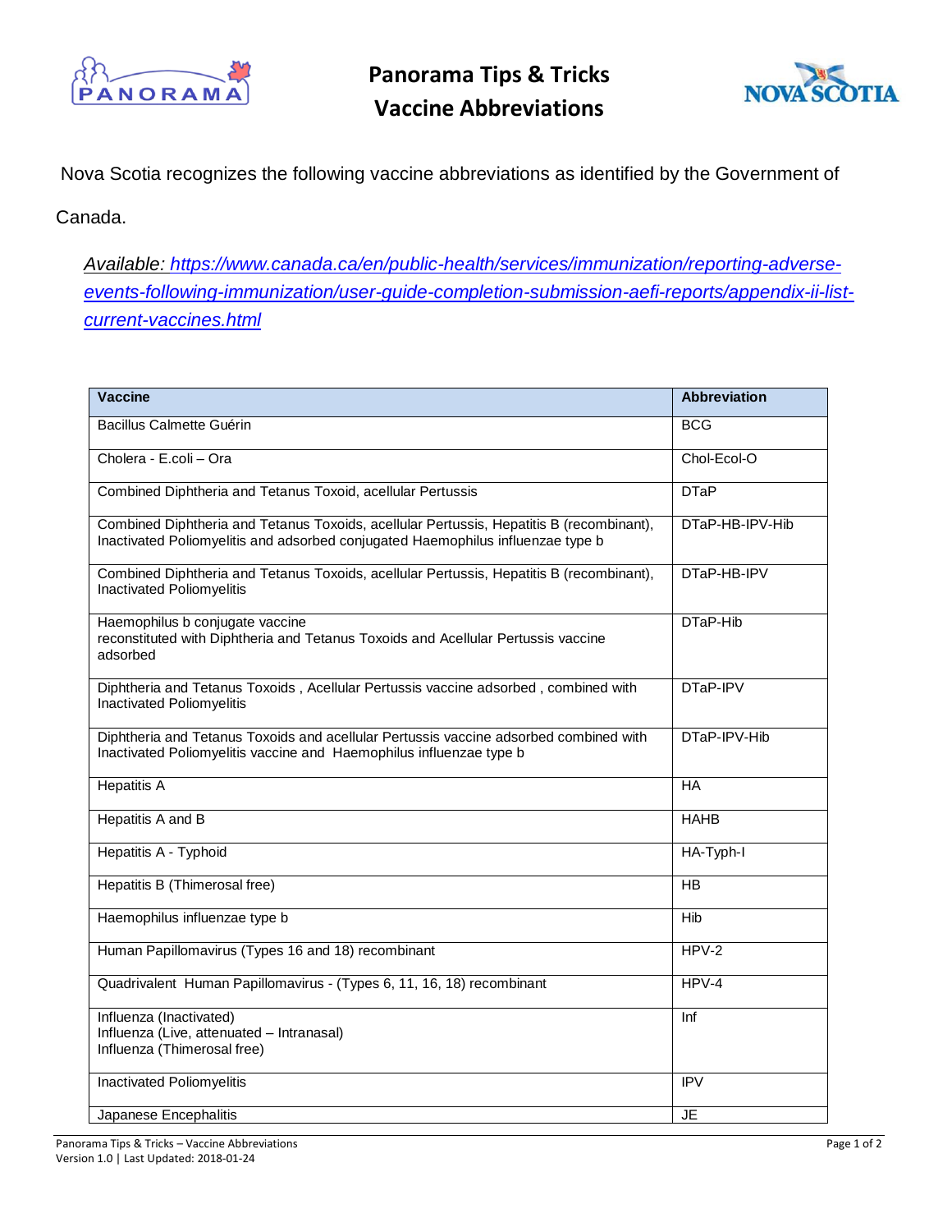# Panorama Tips & Tricks
# Vaccine Abbreviations

Nova Scotia recognizes the following vaccine abbreviations as identified by the Government of Canada.

*Available: [https://www.canada.ca/en/public-health/services/immunization/reporting-adverse-events-following-immunization/user-guide-completion-submission-aefi-reports/appendix-ii-list-current-vaccines.html](https://www.canada.ca/en/public-health/services/immunization/reporting-adverse-events-following-immunization/user-guide-completion-submission-aefi-reports/appendix-ii-list-current-vaccines.html)*

| Vaccine | Abbreviation |
|---|---|
| Bacillus Calmette Guérin | BCG |
| Cholera - E.coli – Ora | Chol-Ecol-O |
| Combined Diphtheria and Tetanus Toxoid, acellular Pertussis | DTaP |
| Combined Diphtheria and Tetanus Toxoids, acellular Pertussis, Hepatitis B (recombinant), Inactivated Poliomyelitis and adsorbed conjugated Haemophilus influenzae type b | DTaP-HB-IPV-Hib |
| Combined Diphtheria and Tetanus Toxoids, acellular Pertussis, Hepatitis B (recombinant), Inactivated Poliomyelitis | DTaP-HB-IPV |
| Haemophilus b conjugate vaccine reconstituted with Diphtheria and Tetanus Toxoids and Acellular Pertussis vaccine adsorbed | DTaP-Hib |
| Diphtheria and Tetanus Toxoids , Acellular Pertussis vaccine adsorbed , combined with Inactivated Poliomyelitis | DTaP-IPV |
| Diphtheria and Tetanus Toxoids and acellular Pertussis vaccine adsorbed combined with Inactivated Poliomyelitis vaccine and Haemophilus influenzae type b | DTaP-IPV-Hib |
| Hepatitis A | HA |
| Hepatitis A and B | HAHB |
| Hepatitis A - Typhoid | HA-Typh-I |
| Hepatitis B (Thimerosal free) | HB |
| Haemophilus influenzae type b | Hib |
| Human Papillomavirus (Types 16 and 18) recombinant | HPV-2 |
| Quadrivalent Human Papillomavirus - (Types 6, 11, 16, 18) recombinant | HPV-4 |
| Influenza (Inactivated)<br>Influenza (Live, attenuated – Intranasal)<br>Influenza (Thimerosal free) | Inf |
| Inactivated Poliomyelitis | IPV |
| Japanese Encephalitis | JE |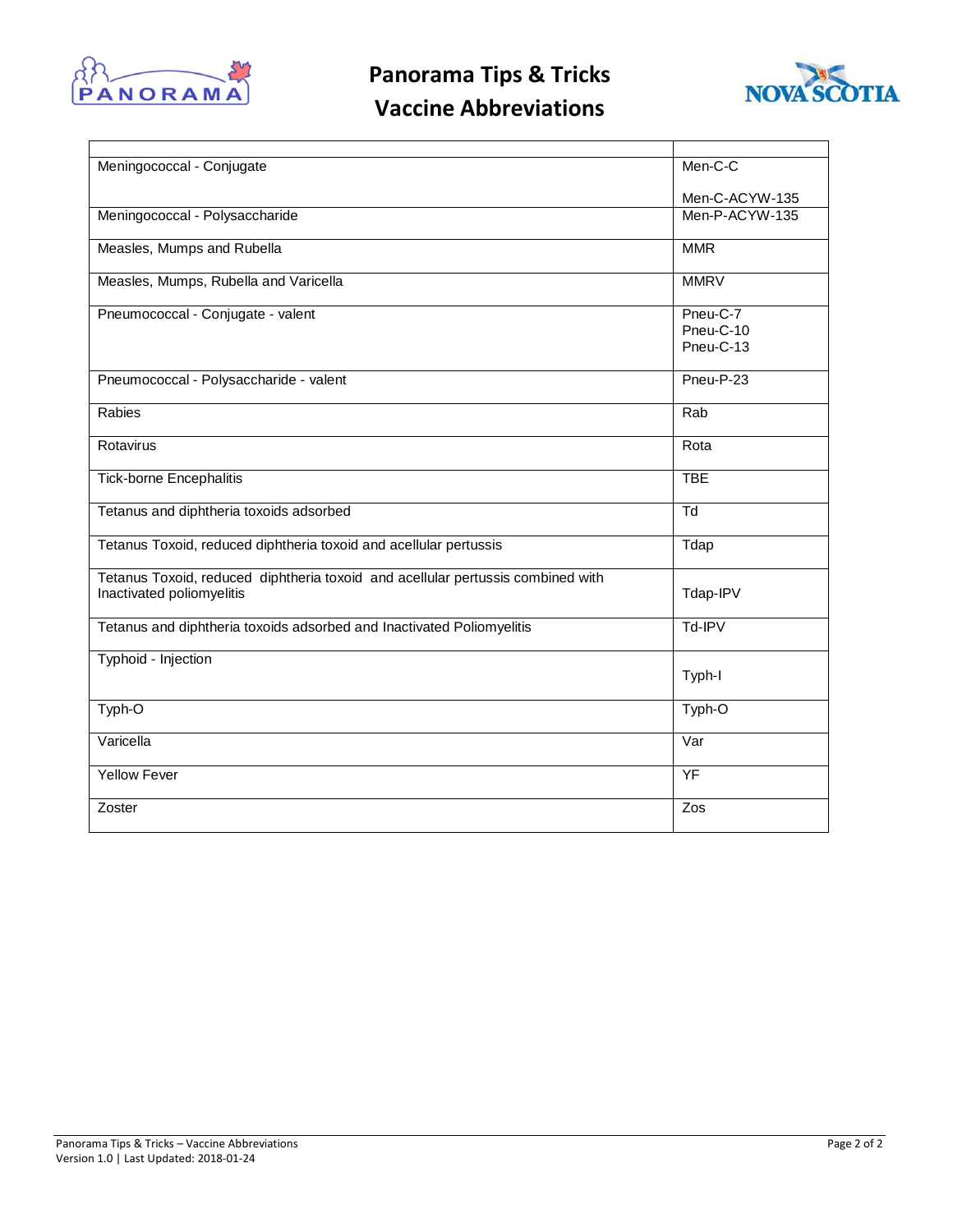# Panorama Tips & Tricks

# Vaccine Abbreviations

| | |
|---|---|
| Meningococcal - Conjugate | Men-C-C<br><br>Men-C-ACYW-135 |
| Meningococcal - Polysaccharide | Men-P-ACYW-135 |
| Measles, Mumps and Rubella | MMR |
| Measles, Mumps, Rubella and Varicella | MMRV |
| Pneumococcal - Conjugate - valent | Pneu-C-7<br>Pneu-C-10<br>Pneu-C-13 |
| Pneumococcal - Polysaccharide - valent | Pneu-P-23 |
| Rabies | Rab |
| Rotavirus | Rota |
| Tick-borne Encephalitis | TBE |
| Tetanus and diphtheria toxoids adsorbed | Td |
| Tetanus Toxoid, reduced diphtheria toxoid and acellular pertussis | Tdap |
| Tetanus Toxoid, reduced diphtheria toxoid and acellular pertussis combined with Inactivated poliomyelitis | Tdap-IPV |
| Tetanus and diphtheria toxoids adsorbed and Inactivated Poliomyelitis | Td-IPV |
| Typhoid - Injection | Typh-I |
| Typh-O | Typh-O |
| Varicella | Var |
| Yellow Fever | YF |
| Zoster | Zos |